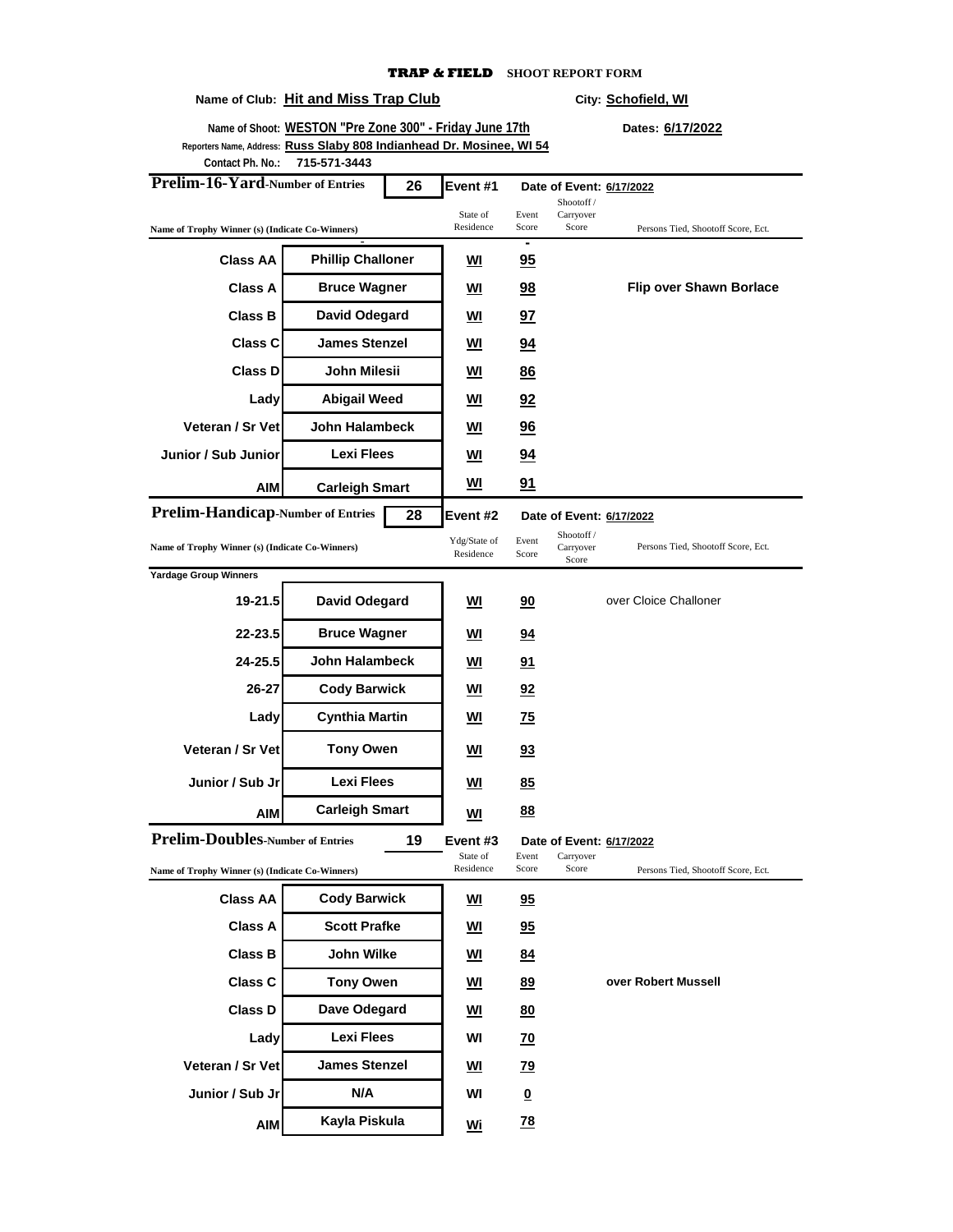**TRAP & FIELD** SHOOT REPORT FORM

Name of Club: **Hit and Miss Trap Club** City: **Schofield, WI**

Name of Shoot: **WESTON "Pre Zone 300" - Friday June 17th** Dates: **6/17/2022**

Reporters Name, Address: **Russ Slaby 808 Indianhead Dr. Mosinee, WI 54**

Contact Ph. No.: **715-571-3443**

## Prelim-16-Yard-Number of Entries 26 — Event #1 — Date of Event: 6/17/2022

| Name of Trophy Winner (s) (Indicate Co-Winners) | | State of Residence | Event Score | Shootoff / Carryover Score | Persons Tied, Shootoff Score, Ect. |
|---|---|---|---|---|---|
| Class AA | Phillip Challoner | WI | 95 | | |
| Class A | Bruce Wagner | WI | 98 | | Flip over Shawn Borlace |
| Class B | David Odegard | WI | 97 | | |
| Class C | James Stenzel | WI | 94 | | |
| Class D | John Milesii | WI | 86 | | |
| Lady | Abigail Weed | WI | 92 | | |
| Veteran / Sr Vet | John Halambeck | WI | 96 | | |
| Junior / Sub Junior | Lexi Flees | WI | 94 | | |
| AIM | Carleigh Smart | WI | 91 | | |

## Prelim-Handicap-Number of Entries 28 — Event #2 — Date of Event: 6/17/2022

| Name of Trophy Winner (s) (Indicate Co-Winners) | | Ydg/State of Residence | Event Score | Shootoff / Carryover Score | Persons Tied, Shootoff Score, Ect. |
|---|---|---|---|---|---|
| **Yardage Group Winners** | | | | | |
| 19-21.5 | David Odegard | WI | 90 | | over Cloice Challoner |
| 22-23.5 | Bruce Wagner | WI | 94 | | |
| 24-25.5 | John Halambeck | WI | 91 | | |
| 26-27 | Cody Barwick | WI | 92 | | |
| Lady | Cynthia Martin | WI | 75 | | |
| Veteran / Sr Vet | Tony Owen | WI | 93 | | |
| Junior / Sub Jr | Lexi Flees | WI | 85 | | |
| AIM | Carleigh Smart | WI | 88 | | |

## Prelim-Doubles-Number of Entries 19 — Event #3 — Date of Event: 6/17/2022

| Name of Trophy Winner (s) (Indicate Co-Winners) | | State of Residence | Event Score | Carryover Score | Persons Tied, Shootoff Score, Ect. |
|---|---|---|---|---|---|
| Class AA | Cody Barwick | WI | 95 | | |
| Class A | Scott Prafke | WI | 95 | | |
| Class B | John Wilke | WI | 84 | | |
| Class C | Tony Owen | WI | 89 | | over Robert Mussell |
| Class D | Dave Odegard | WI | 80 | | |
| Lady | Lexi Flees | WI | 70 | | |
| Veteran / Sr Vet | James Stenzel | WI | 79 | | |
| Junior / Sub Jr | N/A | WI | 0 | | |
| AIM | Kayla Piskula | Wi | 78 | | |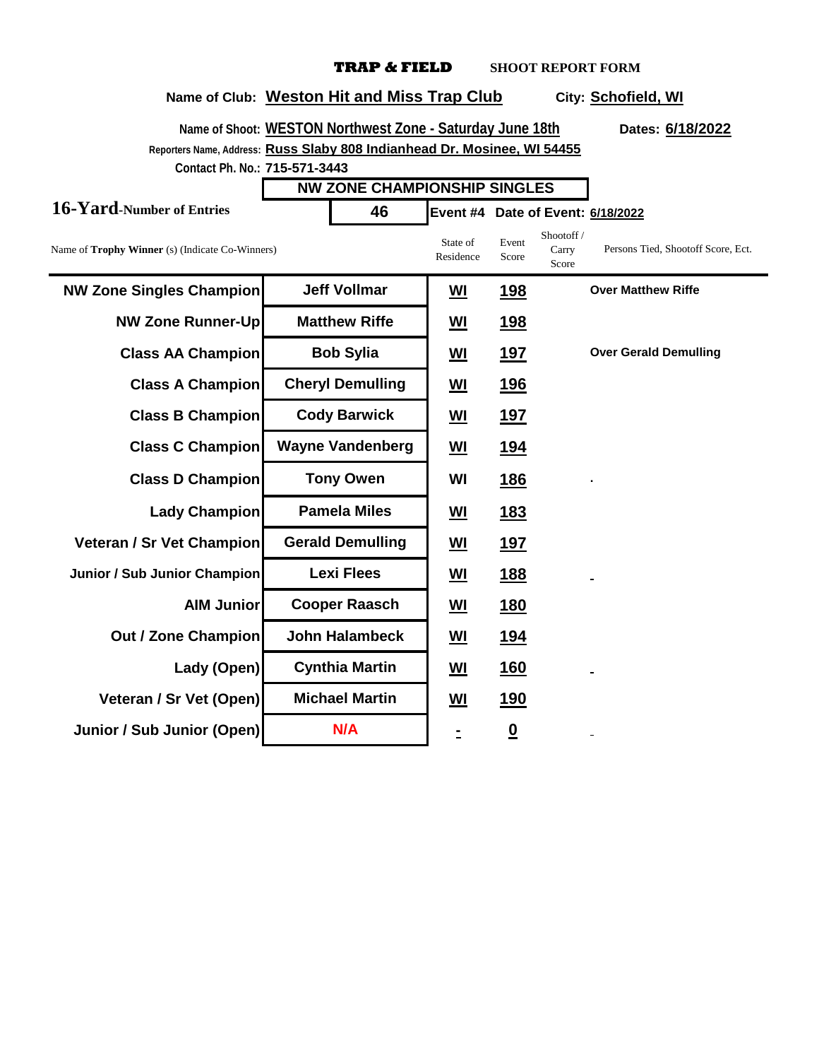**TRAP & FIELD** **SHOOT REPORT FORM**

**Name of Club:** Weston Hit and Miss Trap Club **City:** Schofield, WI

**Name of Shoot:** WESTON Northwest Zone - Saturday June 18th **Dates:** 6/18/2022

**Reporters Name, Address:** Russ Slaby 808 Indianhead Dr. Mosinee, WI 54455

**Contact Ph. No.:** 715-571-3443

## NW ZONE CHAMPIONSHIP SINGLES

**16-Yard-Number of Entries** 46 **Event #4** **Date of Event:** 6/18/2022

| Name of Trophy Winner (s) (Indicate Co-Winners) | | State of Residence | Event Score | Shootoff / Carry Score | Persons Tied, Shootoff Score, Ect. |
|---|---|---|---|---|---|
| NW Zone Singles Champion | Jeff Vollmar | WI | 198 | | Over Matthew Riffe |
| NW Zone Runner-Up | Matthew Riffe | WI | 198 | | |
| Class AA Champion | Bob Sylia | WI | 197 | | Over Gerald Demulling |
| Class A Champion | Cheryl Demulling | WI | 196 | | |
| Class B Champion | Cody Barwick | WI | 197 | | |
| Class C Champion | Wayne Vandenberg | WI | 194 | | |
| Class D Champion | Tony Owen | WI | 186 | | |
| Lady Champion | Pamela Miles | WI | 183 | | |
| Veteran / Sr Vet Champion | Gerald Demulling | WI | 197 | | |
| Junior / Sub Junior Champion | Lexi Flees | WI | 188 | | |
| AIM Junior | Cooper Raasch | WI | 180 | | |
| Out / Zone Champion | John Halambeck | WI | 194 | | |
| Lady (Open) | Cynthia Martin | WI | 160 | | |
| Veteran / Sr Vet (Open) | Michael Martin | WI | 190 | | |
| Junior / Sub Junior (Open) | N/A | - | 0 | | |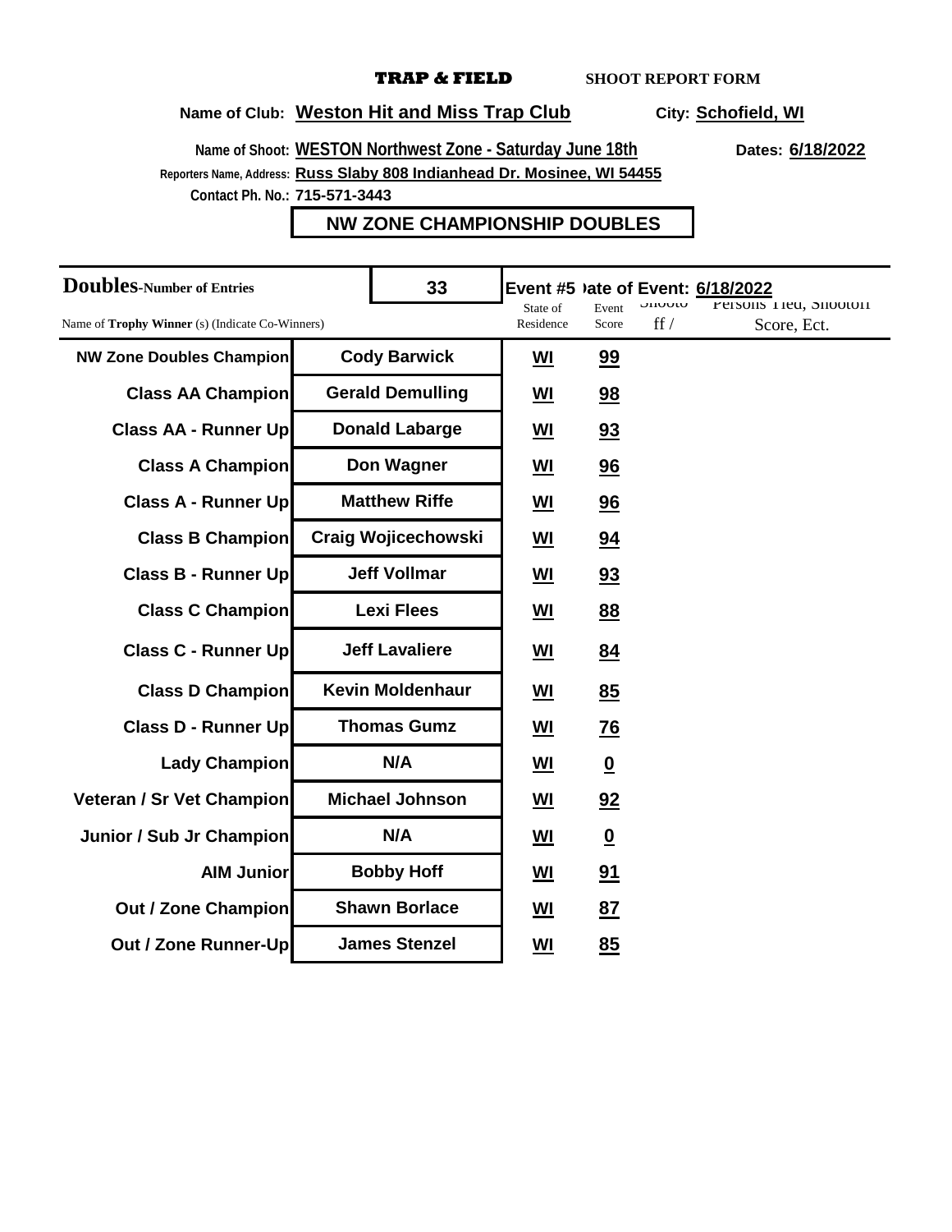**TRAP & FIELD** **SHOOT REPORT FORM**

**Name of Club:** **Weston Hit and Miss Trap Club** **City:** **Schofield, WI**

**Name of Shoot:** **WESTON Northwest Zone - Saturday June 18th** **Dates:** **6/18/2022**

**Reporters Name, Address:** **Russ Slaby 808 Indianhead Dr. Mosinee, WI 54455**

**Contact Ph. No.: 715-571-3443**

## NW ZONE CHAMPIONSHIP DOUBLES

| **Doubles**-Number of Entries | **33** | **Event #5** | **Date of Event:** | **6/18/2022** | |
|---|---|---|---|---|---|
| Name of **Trophy Winner** (s) (Indicate Co-Winners) | | State of Residence | Event Score | Shootoff / | Persons Tied, Shootoff Score, Ect. |
| **NW Zone Doubles Champion** | **Cody Barwick** | **WI** | **99** | | |
| **Class AA Champion** | **Gerald Demulling** | **WI** | **98** | | |
| **Class AA - Runner Up** | **Donald Labarge** | **WI** | **93** | | |
| **Class A Champion** | **Don Wagner** | **WI** | **96** | | |
| **Class A - Runner Up** | **Matthew Riffe** | **WI** | **96** | | |
| **Class B Champion** | **Craig Wojicechowski** | **WI** | **94** | | |
| **Class B - Runner Up** | **Jeff Vollmar** | **WI** | **93** | | |
| **Class C Champion** | **Lexi Flees** | **WI** | **88** | | |
| **Class C - Runner Up** | **Jeff Lavaliere** | **WI** | **84** | | |
| **Class D Champion** | **Kevin Moldenhaur** | **WI** | **85** | | |
| **Class D - Runner Up** | **Thomas Gumz** | **WI** | **76** | | |
| **Lady Champion** | **N/A** | **WI** | **0** | | |
| **Veteran / Sr Vet Champion** | **Michael Johnson** | **WI** | **92** | | |
| **Junior / Sub Jr Champion** | **N/A** | **WI** | **0** | | |
| **AIM Junior** | **Bobby Hoff** | **WI** | **91** | | |
| **Out / Zone Champion** | **Shawn Borlace** | **WI** | **87** | | |
| **Out / Zone Runner-Up** | **James Stenzel** | **WI** | **85** | | |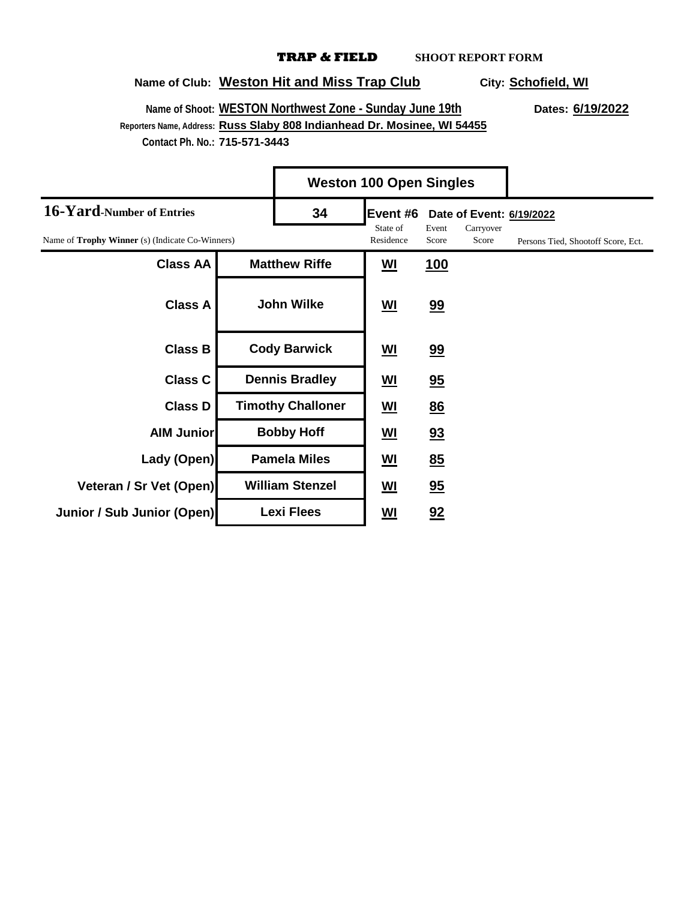**TRAP & FIELD** **SHOOT REPORT FORM**

**Name of Club:** **Weston Hit and Miss Trap Club** **City:** **Schofield, WI**

**Name of Shoot:** **WESTON Northwest Zone - Sunday June 19th** **Dates:** **6/19/2022**

**Reporters Name, Address:** **Russ Slaby 808 Indianhead Dr. Mosinee, WI 54455**

**Contact Ph. No.:** **715-571-3443**

## Weston 100 Open Singles

**16-Yard-Number of Entries** **34** **Event #6** **Date of Event:** **6/19/2022**

| Name of **Trophy Winner** (s) (Indicate Co-Winners) | | State of Residence | Event Score | Carryover Score | Persons Tied, Shootoff Score, Ect. |
|---|---|---|---|---|---|
| **Class AA** | **Matthew Riffe** | **WI** | **100** | | |
| **Class A** | **John Wilke** | **WI** | **99** | | |
| **Class B** | **Cody Barwick** | **WI** | **99** | | |
| **Class C** | **Dennis Bradley** | **WI** | **95** | | |
| **Class D** | **Timothy Challoner** | **WI** | **86** | | |
| **AIM Junior** | **Bobby Hoff** | **WI** | **93** | | |
| **Lady (Open)** | **Pamela Miles** | **WI** | **85** | | |
| **Veteran / Sr Vet (Open)** | **William Stenzel** | **WI** | **95** | | |
| **Junior / Sub Junior (Open)** | **Lexi Flees** | **WI** | **92** | | |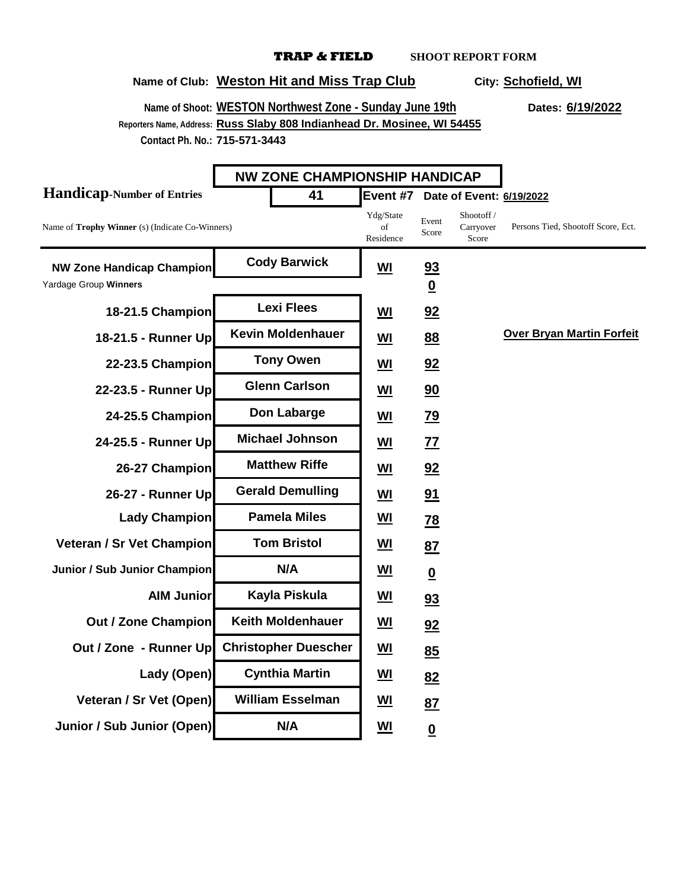**TRAP & FIELD** **SHOOT REPORT FORM**

**Name of Club:** Weston Hit and Miss Trap Club **City:** Schofield, WI

**Name of Shoot:** WESTON Northwest Zone - Sunday June 19th **Dates:** 6/19/2022

**Reporters Name, Address:** Russ Slaby 808 Indianhead Dr. Mosinee, WI 54455

**Contact Ph. No.:** 715-571-3443

## NW ZONE CHAMPIONSHIP HANDICAP

**Handicap**-Number of Entries: **41** **Event #7** **Date of Event:** 6/19/2022

| Name of **Trophy Winner** (s) (Indicate Co-Winners) | | Ydg/State of Residence | Event Score | Shootoff / Carryover Score | Persons Tied, Shootoff Score, Ect. |
|---|---|---|---|---|---|
| **NW Zone Handicap Champion** | Cody Barwick | WI | 93 | | |
| Yardage Group **Winners** | | | 0 | | |
| **18-21.5 Champion** | Lexi Flees | WI | 92 | | |
| **18-21.5 - Runner Up** | Kevin Moldenhauer | WI | 88 | | Over Bryan Martin Forfeit |
| **22-23.5 Champion** | Tony Owen | WI | 92 | | |
| **22-23.5 - Runner Up** | Glenn Carlson | WI | 90 | | |
| **24-25.5 Champion** | Don Labarge | WI | 79 | | |
| **24-25.5 - Runner Up** | Michael Johnson | WI | 77 | | |
| **26-27 Champion** | Matthew Riffe | WI | 92 | | |
| **26-27 - Runner Up** | Gerald Demulling | WI | 91 | | |
| **Lady Champion** | Pamela Miles | WI | 78 | | |
| **Veteran / Sr Vet Champion** | Tom Bristol | WI | 87 | | |
| **Junior / Sub Junior Champion** | N/A | WI | 0 | | |
| **AIM Junior** | Kayla Piskula | WI | 93 | | |
| **Out / Zone Champion** | Keith Moldenhauer | WI | 92 | | |
| **Out / Zone - Runner Up** | Christopher Duescher | WI | 85 | | |
| **Lady (Open)** | Cynthia Martin | WI | 82 | | |
| **Veteran / Sr Vet (Open)** | William Esselman | WI | 87 | | |
| **Junior / Sub Junior (Open)** | N/A | WI | 0 | | |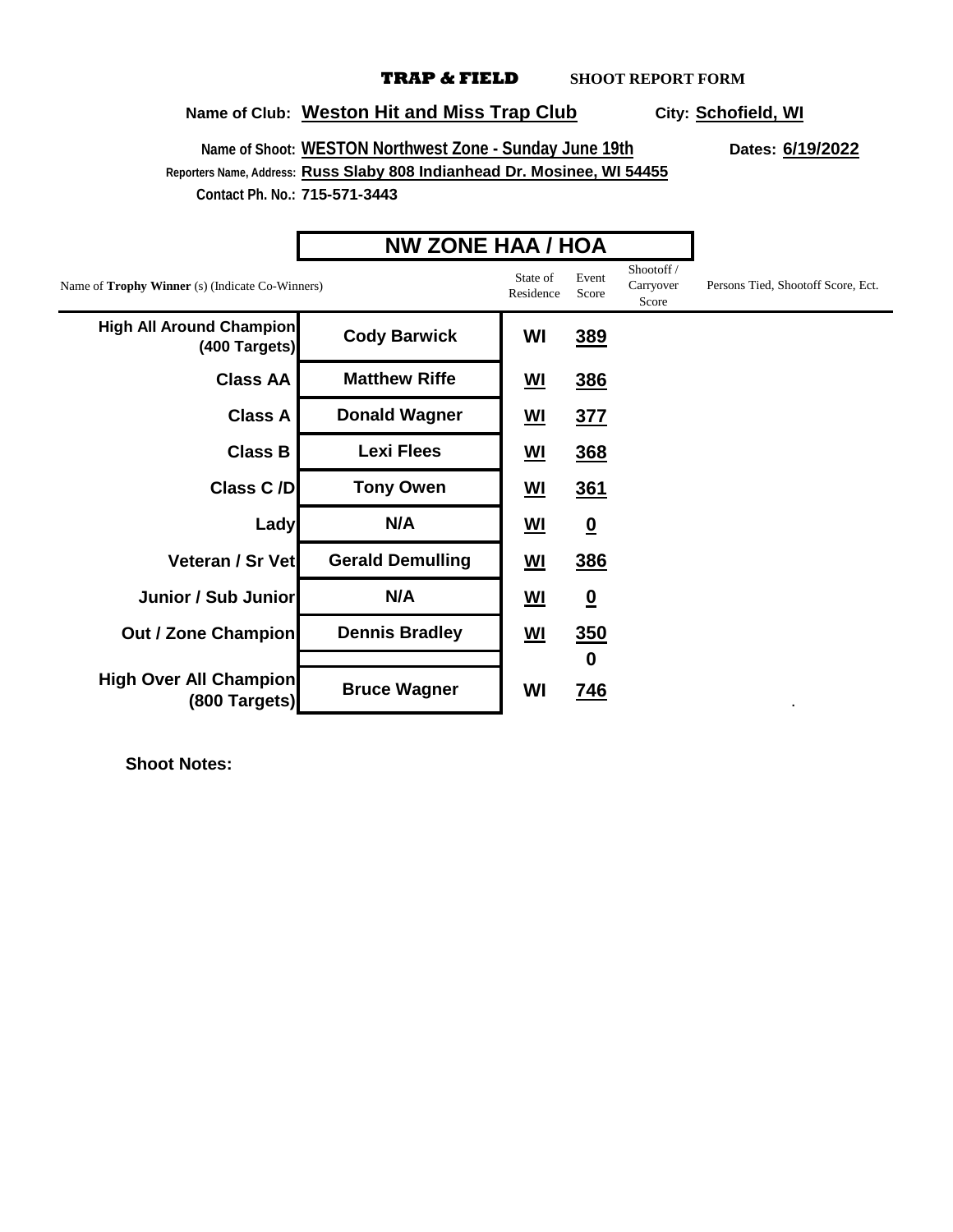**TRAP & FIELD** **SHOOT REPORT FORM**

**Name of Club:** Weston Hit and Miss Trap Club **City:** Schofield, WI

**Name of Shoot:** WESTON Northwest Zone - Sunday June 19th **Dates:** 6/19/2022

**Reporters Name, Address:** Russ Slaby 808 Indianhead Dr. Mosinee, WI 54455

**Contact Ph. No.:** 715-571-3443

## NW ZONE HAA / HOA

| Name of **Trophy Winner** (s) (Indicate Co-Winners) | | State of Residence | Event Score | Shootoff / Carryover Score | Persons Tied, Shootoff Score, Ect. |
|---|---|---|---|---|---|
| **High All Around Champion (400 Targets)** | **Cody Barwick** | **WI** | **389** | | |
| **Class AA** | **Matthew Riffe** | **WI** | **386** | | |
| **Class A** | **Donald Wagner** | **WI** | **377** | | |
| **Class B** | **Lexi Flees** | **WI** | **368** | | |
| **Class C /D** | **Tony Owen** | **WI** | **361** | | |
| **Lady** | **N/A** | **WI** | **0** | | |
| **Veteran / Sr Vet** | **Gerald Demulling** | **WI** | **386** | | |
| **Junior / Sub Junior** | **N/A** | **WI** | **0** | | |
| **Out / Zone Champion** | **Dennis Bradley** | **WI** | **350** | | |
| | | | **0** | | |
| **High Over All Champion (800 Targets)** | **Bruce Wagner** | **WI** | **746** | | . |

**Shoot Notes:**